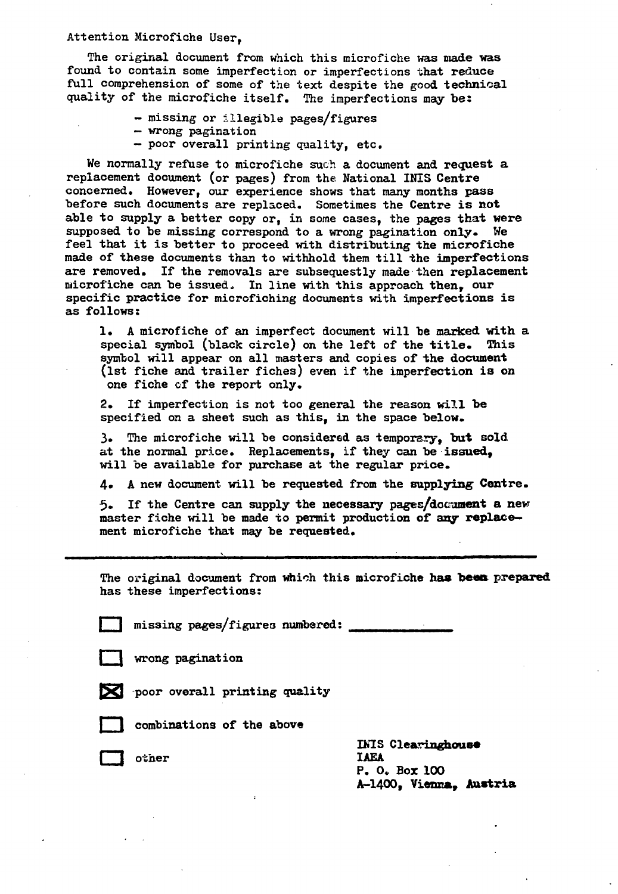Attention Microfiche User,

The original document from which this microfiche was made was found to contain some imperfection or imperfections that reduce full comprehension of some of the text despite the good technical quality of the microfiche itself. The imperfections may be:

- missing or illegible pages/figures
- wrong pagination
- poor overall printing quality, etc.

We normally refuse to microfiche such a document and request a replacement document (or pages) from the National INIS Centre concerned. However, our experience shows that many months pass before such documents are replaced. Sometimes the Centre is not able to supply a better copy or, in some cases, the pages that were supposed to be missing correspond to a wrong pagination only. We feel that it is better to proceed with distributing the microfiche made of these documents than to withhold them till the imperfections are removed. If the removals are subsequestly made then replacement microfiche can be issued. In line with this approach then, our specific practice for microfiching documents with imperfections is as follows:

1. A microfiche of an imperfect document will be marked with a special symbol (black circle) on the left of the title. This symbol will appear on all masters and copies of the document (1st fiche and trailer fiches) even if the imperfection is on one fiche of the report only.

2. If imperfection is not too general the reason will be specified on a sheet such as this, in the space below.

3. The microfiche will be considered as temporary, but sold at the normal price. Replacements, if they can be issued, will be available for purchase at the regular price.

4. A new document will be requested from the supplying Centre.

5. If the Centre can supply the necessary pages/document a new master fiche will be made to permit production of any replacement microfiche that may be requested.

---

The original document from which this microfiche has been prepared has these imperfections:

- [ ] missing pages/figures numbered: ____________
- [ ] wrong pagination
- [x] poor overall printing quality
- [ ] combinations of the above
- [ ] other

INIS Clearinghouse
IAEA
P. O. Box 100
A-1400, Vienna, Austria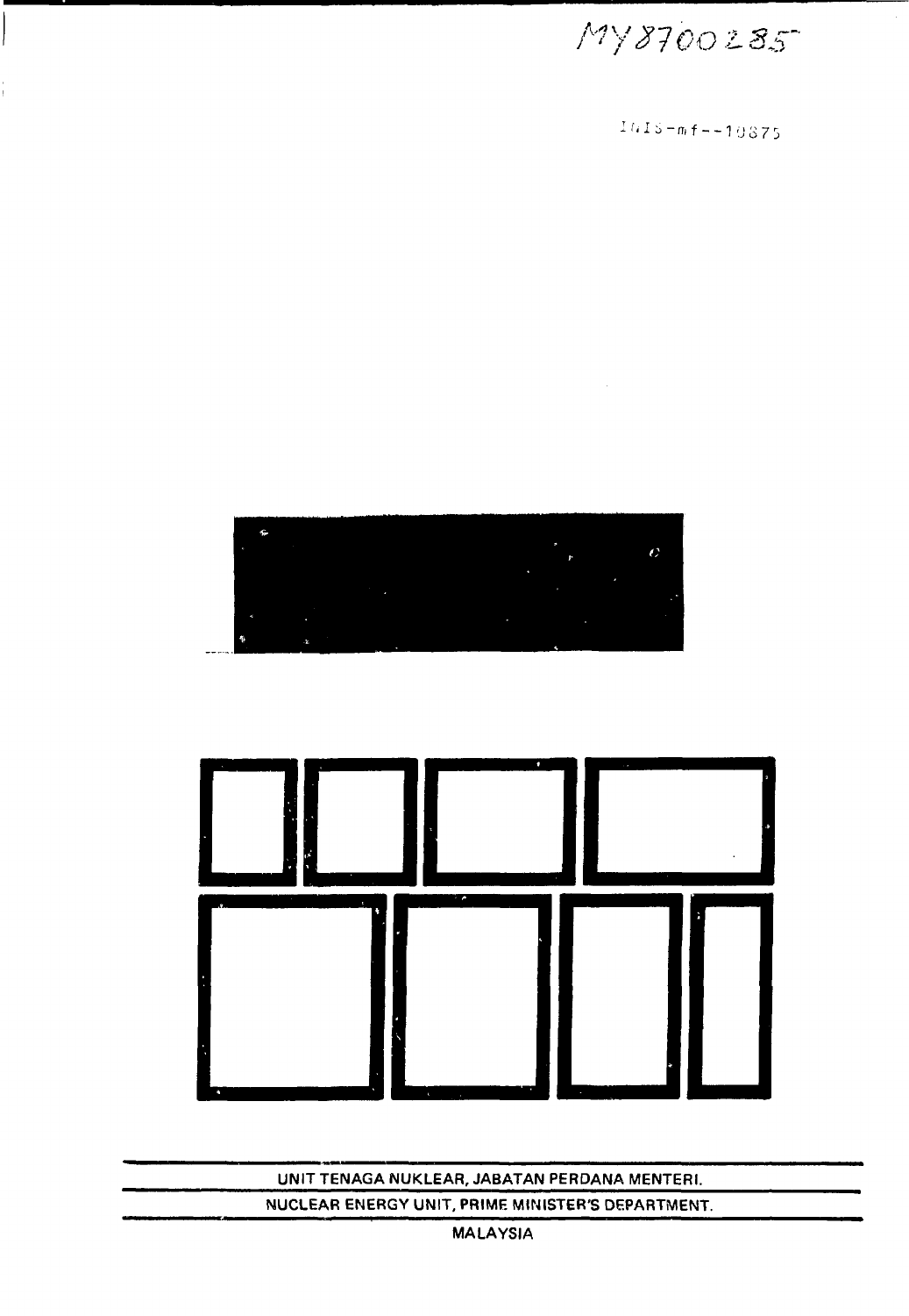MY8700285

INIS-mf--10875

UNIT TENAGA NUKLEAR, JABATAN PERDANA MENTERI.

NUCLEAR ENERGY UNIT, PRIME MINISTER'S DEPARTMENT.

MALAYSIA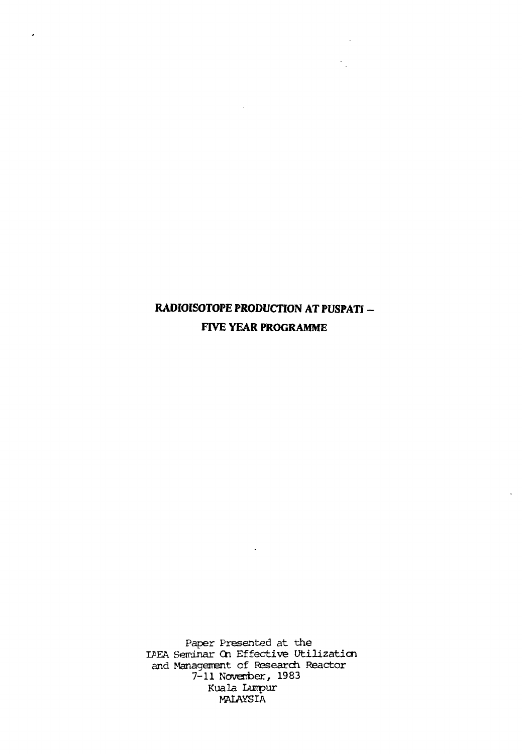# RADIOISOTOPE PRODUCTION AT PUSPATI – FIVE YEAR PROGRAMME

Paper Presented at the
IAEA Seminar On Effective Utilization
and Management of Research Reactor
7-11 November, 1983
Kuala Lumpur
MALAYSIA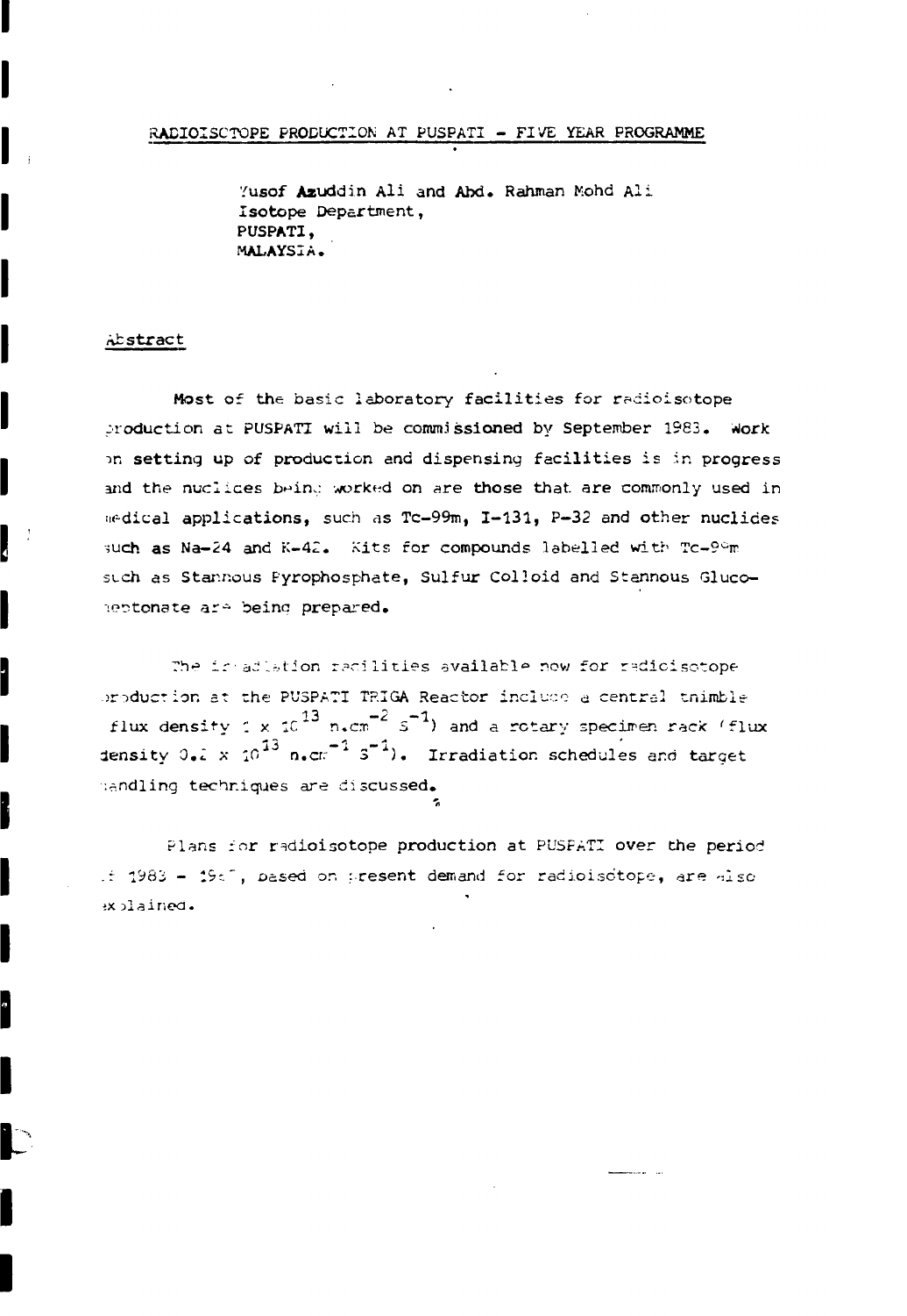# RADIOISOTOPE PRODUCTION AT PUSPATI - FIVE YEAR PROGRAMME

Yusof Azuddin Ali and Abd. Rahman Mohd Ali
Isotope Department,
PUSPATI,
MALAYSIA.

## Abstract

Most of the basic laboratory facilities for radioisotope production at PUSPATI will be commissioned by September 1983. Work on setting up of production and dispensing facilities is in progress and the nuclides being worked on are those that are commonly used in medical applications, such as Tc-99m, I-131, P-32 and other nuclides such as Na-24 and K-42. Kits for compounds labelled with Tc-99m such as Stannous Pyrophosphate, Sulfur Colloid and Stannous Glucoheptonate are being prepared.

The irradiation facilities available now for radioisotope production at the PUSPATI TRIGA Reactor include a central thimble (flux density $1 \times 10^{13}$ $n.cm^{-2}$ $s^{-1}$) and a rotary specimen rack (flux density $0.2 \times 10^{13}$ $n.cm^{-2}$ $s^{-1}$). Irradiation schedules and target handling techniques are discussed.

Plans for radioisotope production at PUSPATI over the period of 1983 - 1987, based on present demand for radioisotope, are also explained.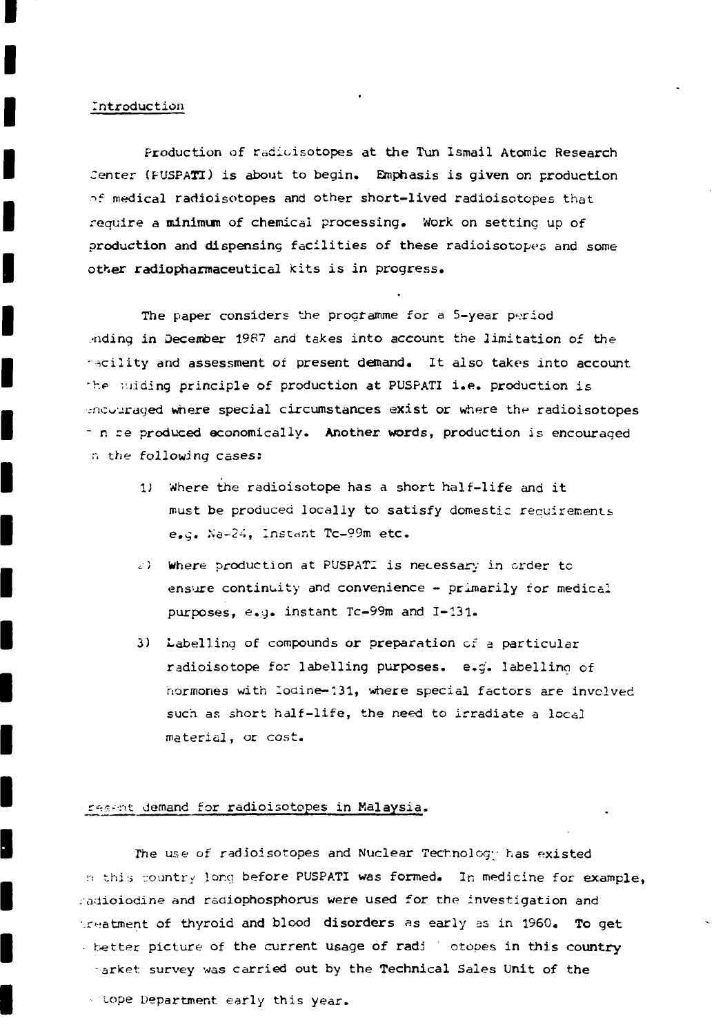## Introduction

Production of radioisotopes at the Tun Ismail Atomic Research Center (PUSPATI) is about to begin. Emphasis is given on production of medical radioisotopes and other short-lived radioisotopes that require a minimum of chemical processing. Work on setting up of production and dispensing facilities of these radioisotopes and some other radiopharmaceutical kits is in progress.

The paper considers the programme for a 5-year period ending in December 1987 and takes into account the limitation of the facility and assessment of present demand. It also takes into account the guiding principle of production at PUSPATI i.e. production is encouraged where special circumstances exist or where the radioisotopes can be produced economically. Another words, production is encouraged in the following cases:

1) Where the radioisotope has a short half-life and it must be produced locally to satisfy domestic requirements e.g. Na-24, Instant Tc-99m etc.

2) Where production at PUSPATI is necessary in order to ensure continuity and convenience - primarily for medical purposes, e.g. instant Tc-99m and I-131.

3) Labelling of compounds or preparation of a particular radioisotope for labelling purposes. e.g. labelling of hormones with Iodine-131, where special factors are involved such as short half-life, the need to irradiate a local material, or cost.

## Present demand for radioisotopes in Malaysia.

The use of radioisotopes and Nuclear Technology has existed in this country long before PUSPATI was formed. In medicine for example, radioiodine and radiophosphorus were used for the investigation and treatment of thyroid and blood disorders as early as in 1960. To get a better picture of the current usage of radioisotopes in this country market survey was carried out by the Technical Sales Unit of the Isotope Department early this year.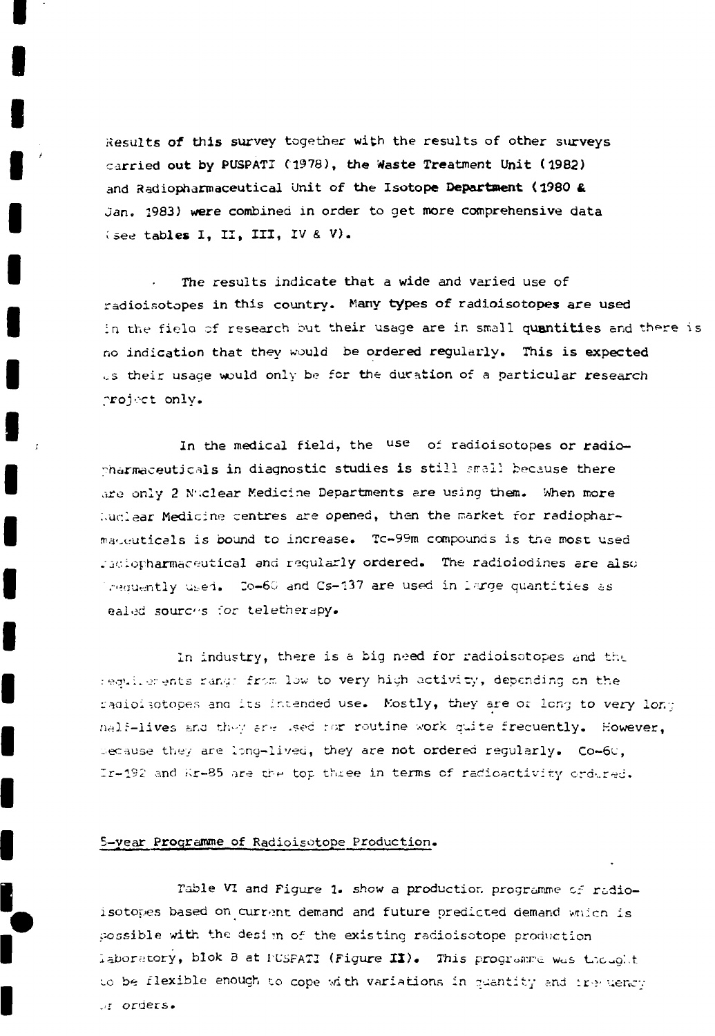Results of this survey together with the results of other surveys carried out by PUSPATI (1978), the Waste Treatment Unit (1982) and Radiopharmaceutical Unit of the Isotope Department (1980 & Jan. 1983) were combined in order to get more comprehensive data (see tables I, II, III, IV & V).

The results indicate that a wide and varied use of radioisotopes in this country. Many types of radioisotopes are used in the field of research but their usage are in small quantities and there is no indication that they would be ordered regularly. This is expected as their usage would only be for the duration of a particular research project only.

In the medical field, the use of radioisotopes or radiopharmaceuticals in diagnostic studies is still small because there are only 2 Nuclear Medicine Departments are using them. When more Nuclear Medicine centres are opened, then the market for radiopharmaceuticals is bound to increase. Tc-99m compounds is the most used radiopharmaceutical and regularly ordered. The radioiodines are also frequently used. Co-60 and Cs-137 are used in large quantities as sealed sources for teletherapy.

In industry, there is a big need for radioisotopes and the requirements range from low to very high activity, depending on the radioisotopes and its intended use. Mostly, they are of long to very long half-lives and they are used for routine work quite frecuently. However, because they are long-lived, they are not ordered regularly. Co-60, Ir-192 and Kr-85 are the top three in terms of radioactivity ordered.

## 5-year Programme of Radioisotope Production.

Table VI and Figure 1. show a production programme of radioisotopes based on current demand and future predicted demand which is possible with the design of the existing radioisotope production laboratory, blok B at PUSPATI (Figure II). This programme was thought to be flexible enough to cope with variations in quantity and frequency of orders.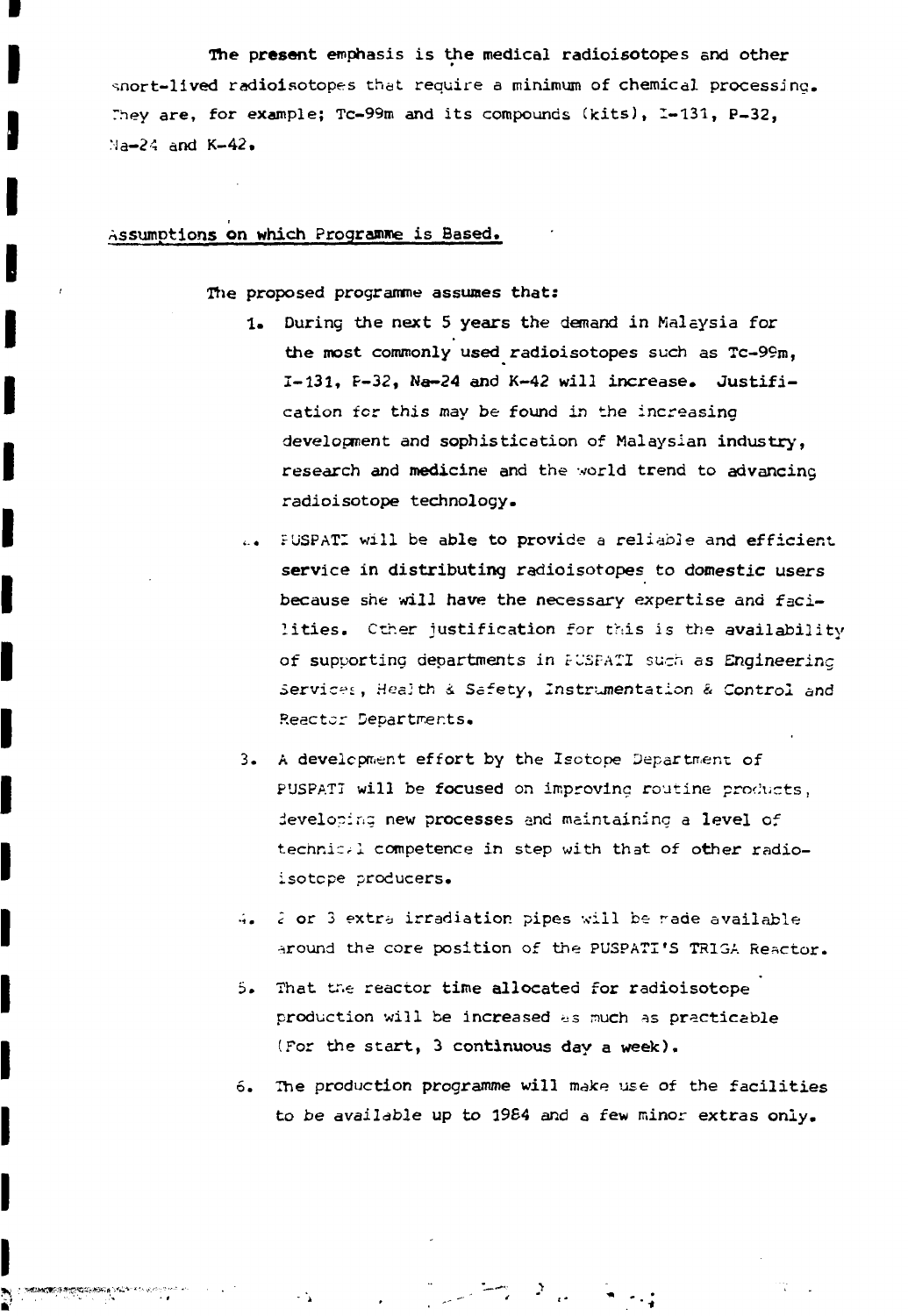The present emphasis is the medical radioisotopes and other short-lived radioisotopes that require a minimum of chemical processing. They are, for example; Tc-99m and its compounds (kits), I-131, P-32, Na-24 and K-42.

## Assumptions on which Programme is Based.

The proposed programme assumes that:

1. During the next 5 years the demand in Malaysia for the most commonly used radioisotopes such as Tc-99m, I-131, P-32, Na-24 and K-42 will increase. Justification for this may be found in the increasing development and sophistication of Malaysian industry, research and medicine and the world trend to advancing radioisotope technology.
2. PUSPATI will be able to provide a reliable and efficient service in distributing radioisotopes to domestic users because she will have the necessary expertise and facilities. Other justification for this is the availability of supporting departments in PUSPATI such as Engineering Services, Health & Safety, Instrumentation & Control and Reactor Departments.
3. A development effort by the Isotope Department of PUSPATI will be focused on improving routine products, developing new processes and maintaining a level of technical competence in step with that of other radioisotope producers.
4. 2 or 3 extra irradiation pipes will be made available around the core position of the PUSPATI'S TRIGA Reactor.
5. That the reactor time allocated for radioisotope production will be increased as much as practicable (For the start, 3 continuous day a week).
6. The production programme will make use of the facilities to be available up to 1984 and a few minor extras only.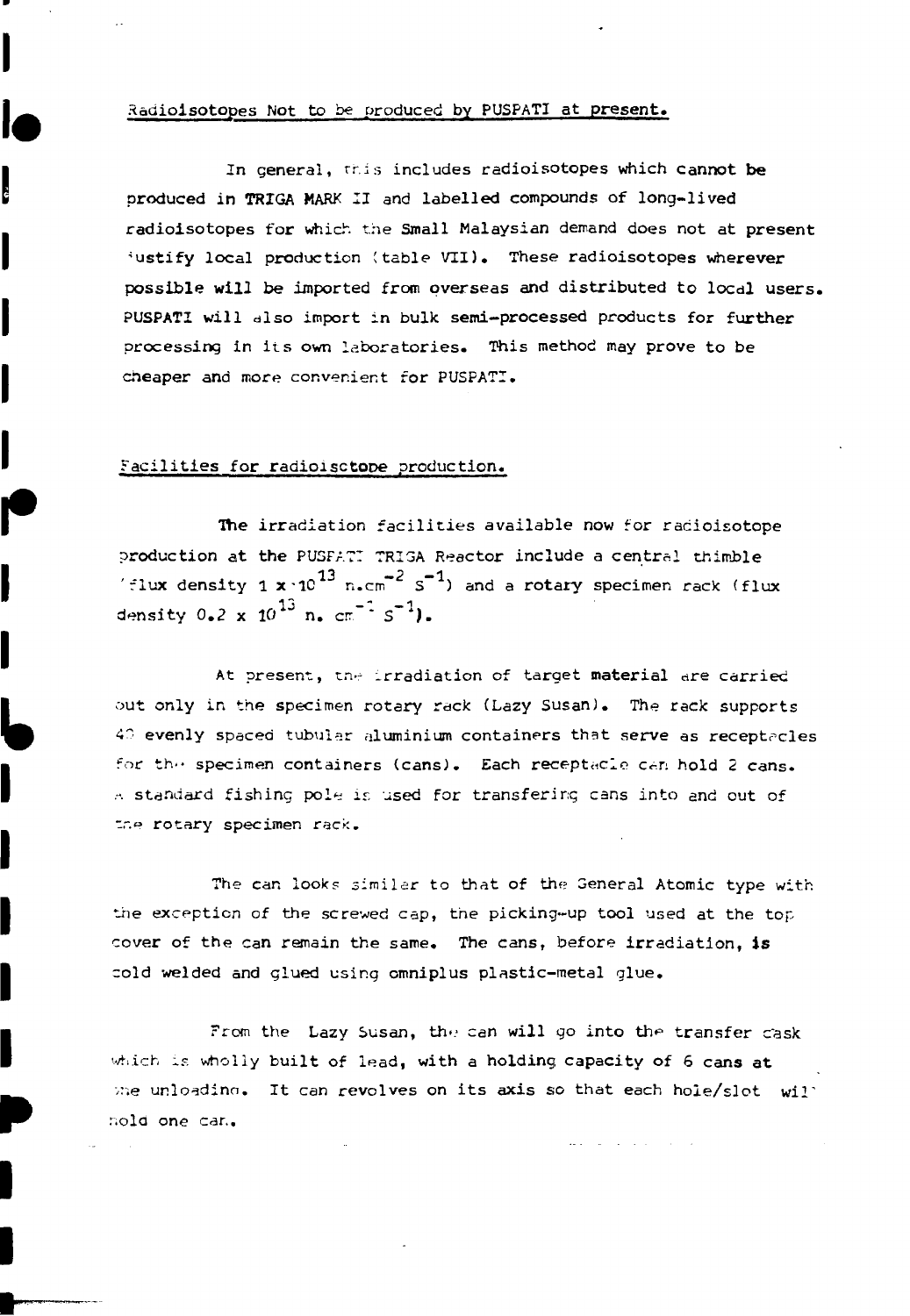Radioisotopes Not to be produced by PUSPATI at present.

In general, this includes radioisotopes which cannot be produced in TRIGA MARK II and labelled compounds of long-lived radioisotopes for which the Small Malaysian demand does not at present justify local production (table VII). These radioisotopes wherever possible will be imported from overseas and distributed to local users. PUSPATI will also import in bulk semi-processed products for further processing in its own laboratories. This method may prove to be cheaper and more convenient for PUSPATI.

Facilities for radioisctope production.

The irradiation facilities available now for radioisotope production at the PUSPATI TRIGA Reactor include a central thimble (flux density $1 \times 10^{13}$ n.$cm^{-2}$ $s^{-1}$) and a rotary specimen rack (flux density $0.2 \times 10^{13}$ n. $cm^{-2}$ $s^{-1}$).

At present, the irradiation of target material are carried out only in the specimen rotary rack (Lazy Susan). The rack supports 40 evenly spaced tubular aluminium containers that serve as receptacles for the specimen containers (cans). Each receptacle can hold 2 cans. A standard fishing pole is used for transfering cans into and out of the rotary specimen rack.

The can looks similar to that of the General Atomic type with the exception of the screwed cap, the picking-up tool used at the top cover of the can remain the same. The cans, before irradiation, is cold welded and glued using omniplus plastic-metal glue.

From the Lazy Susan, the can will go into the transfer cask which is wholly built of lead, with a holding capacity of 6 cans at the unloading. It can revolves on its axis so that each hole/slot will hold one can.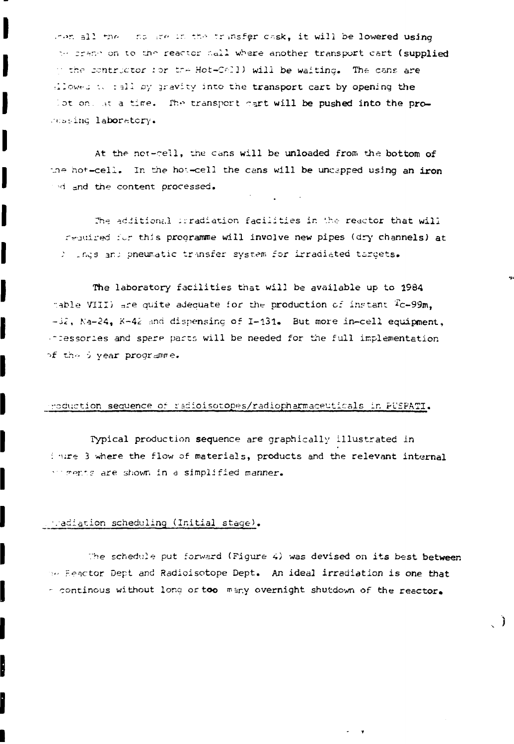...en all the ...ns are in the transfer cask, it will be lowered using the crane on to the reactor hall where another transport cart (supplied by the contractor for the Hot-Cell) will be waiting. The cans are allowed to fall by gravity into the transport cart by opening the ...ot one at a time. The transport cart will be pushed into the processing laboratory.

At the hot-cell, the cans will be unloaded from the bottom of the hot-cell. In the hot-cell the cans will be uncapped using an iron ...d and the content processed.

The additional irradiation facilities in the reactor that will ... required for this programme will involve new pipes (dry channels) at ... ...ngs and pneumatic transfer system for irradiated targets.

The laboratory facilities that will be available up to 1984 (Table VIII) are quite adequate for the production of instant Tc-99m, ...-32, Na-24, K-42 and dispensing of I-131. But more in-cell equipment, accessories and spare parts will be needed for the full implementation of the 5 year programme.

## ...roduction sequence of radioisotopes/radiopharmaceuticals in PUSPATI.

Typical production sequence are graphically illustrated in ...igure 3 where the flow of materials, products and the relevant internal ...ments are shown in a simplified manner.

## ...radiation scheduling (Initial stage).

The schedule put forward (Figure 4) was devised on its best between ... Reactor Dept and Radioisotope Dept. An ideal irradiation is one that ... continous without long or too many overnight shutdown of the reactor.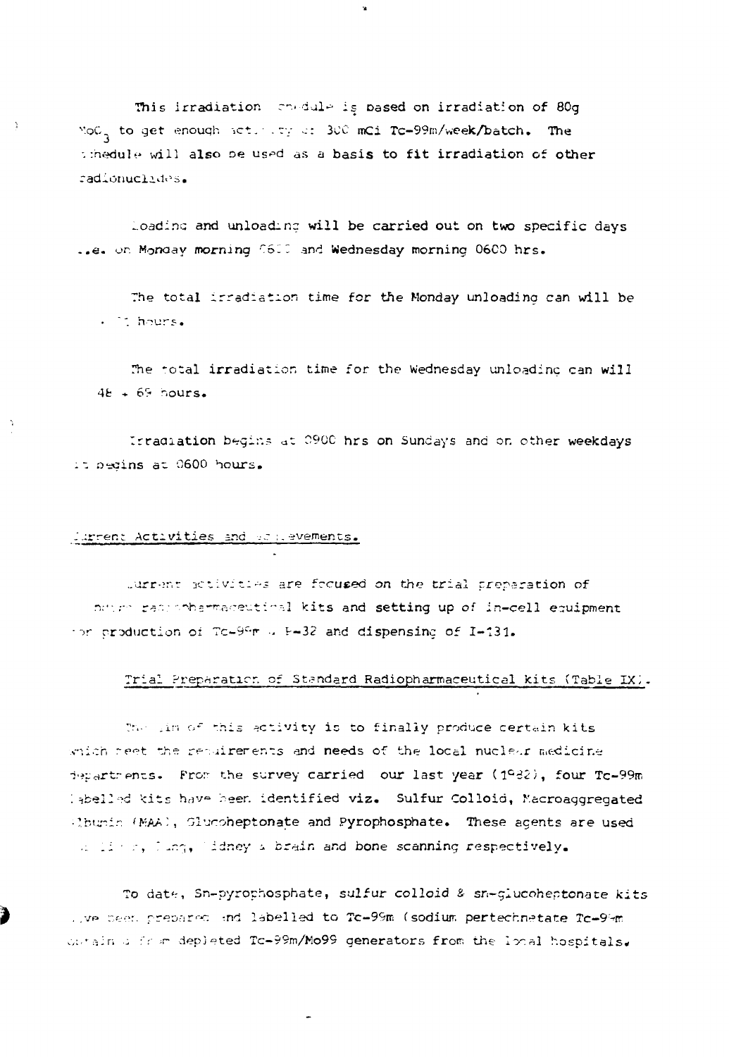This irradiation schedule is based on irradiation of 80g $MoO_3$ to get enough activity of 300 mCi Tc-99m/week/batch. The schedule will also be used as a basis to fit irradiation of other radionuclides.

Loading and unloading will be carried out on two specific days i.e. on Monday morning 0600 and Wednesday morning 0600 hrs.

The total irradiation time for the Monday unloading can will be . 71 hours.

The total irradiation time for the Wednesday unloading can will 48 + 69 hours.

Irradiation begins at 0900 hrs on Sundays and on other weekdays it begins at 0600 hours.

## Current Activities and Achievements.

Current activities are focused on the trial preparation of some radiopharmaceutical kits and setting up of in-cell equipment for production of Tc-99m & P-32 and dispensing of I-131.

### Trial Preparation of Standard Radiopharmaceutical kits (Table IX).

The aim of this activity is to finally produce certain kits which meet the requirements and needs of the local nuclear medicine departments. From the survey carried our last year (1982), four Tc-99m labelled kits have been identified viz. Sulfur Colloid, Macroaggregated Albumin (MAA), Glucoheptonate and Pyrophosphate. These agents are used in liver, lung, kidney & brain and bone scanning respectively.

To date, Sn-pyrophosphate, sulfur colloid & sn-glucoheptonate kits have been prepared and labelled to Tc-99m (sodium pertechnetate Tc-99m obtained from depleted Tc-99m/Mo99 generators from the local hospitals.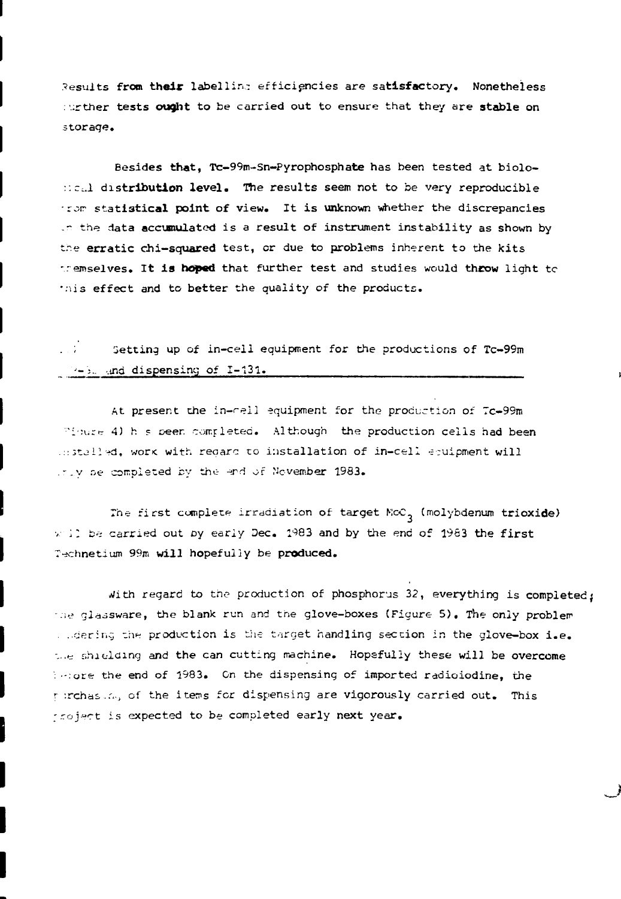Results from their labelling efficiencies are satisfactory. Nonetheless further tests ought to be carried out to ensure that they are stable on storage.

Besides that, Tc-99m-Sn-Pyrophosphate has been tested at biological distribution level. The results seem not to be very reproducible from statistical point of view. It is unknown whether the discrepancies in the data accumulated is a result of instrument instability as shown by the erratic chi-squared test, or due to problems inherent to the kits themselves. It is hoped that further test and studies would throw light to this effect and to better the quality of the products.

## . ; Setting up of in-cell equipment for the productions of Tc-99m P-32 and dispensing of I-131.

At present the in-cell equipment for the production of Tc-99m (Figure 4) has been completed. Although the production cells had been installed, work with regard to installation of in-cell equipment will only be completed by the end of November 1983.

The first complete irradiation of target $MoO_3$ (molybdenum trioxide) will be carried out by early Dec. 1983 and by the end of 1983 the first Technetium 99m will hopefully be produced.

With regard to the production of phosphorus 32, everything is completed; the glassware, the blank run and the glove-boxes (Figure 5). The only problem hindering the production is the target handling section in the glove-box i.e. the shielding and the can cutting machine. Hopefully these will be overcome before the end of 1983. On the dispensing of imported radioiodine, the purchasing of the items for dispensing are vigorously carried out. This project is expected to be completed early next year.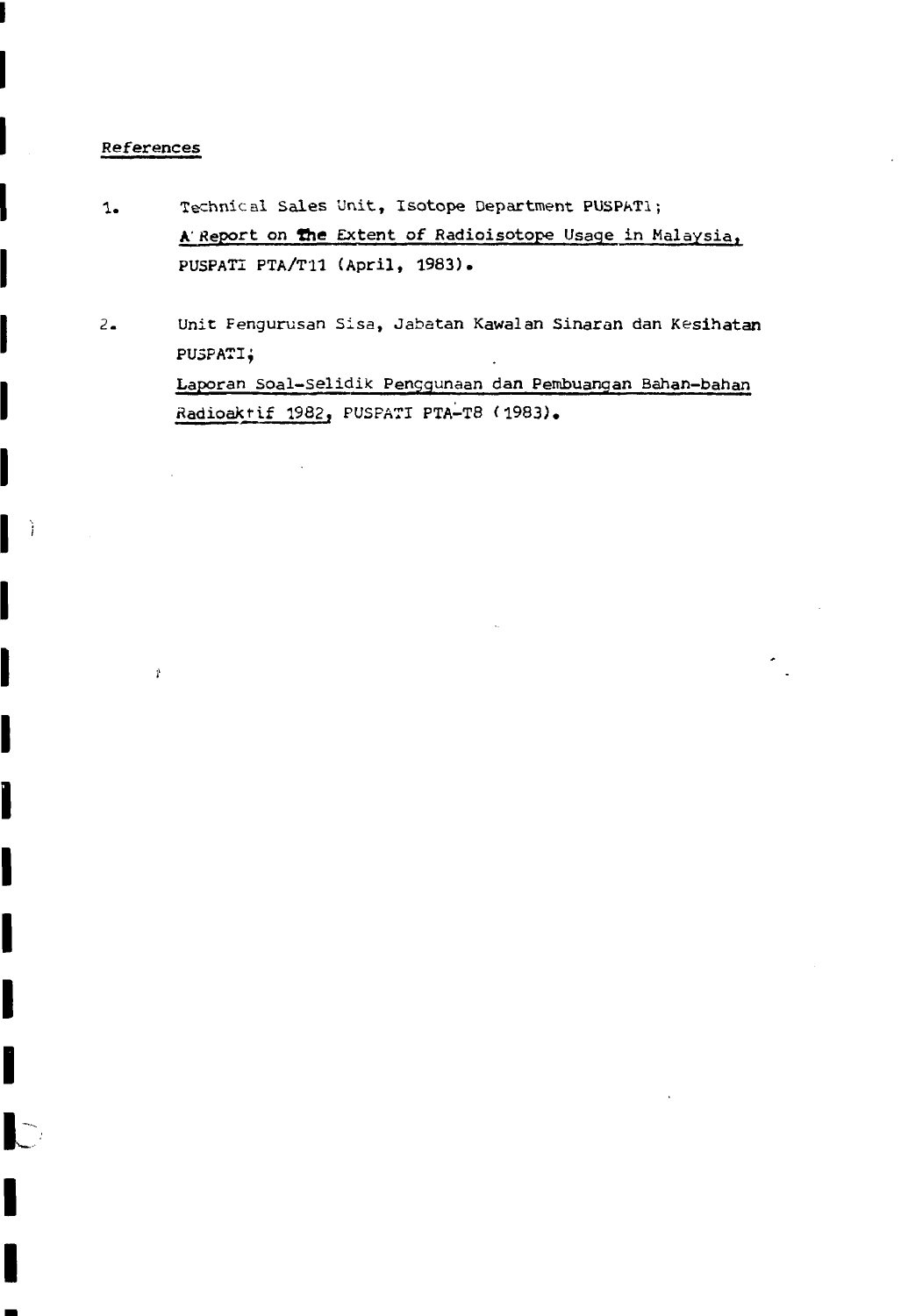## References

1. Technical Sales Unit, Isotope Department PUSPATI;
   A Report on the Extent of Radioisotope Usage in Malaysia, PUSPATI PTA/T11 (April, 1983).

2. Unit Pengurusan Sisa, Jabatan Kawalan Sinaran dan Kesihatan PUSPATI;
   Laporan Soal-Selidik Penggunaan dan Pembuangan Bahan-bahan Radioaktif 1982, PUSPATI PTA-T8 (1983).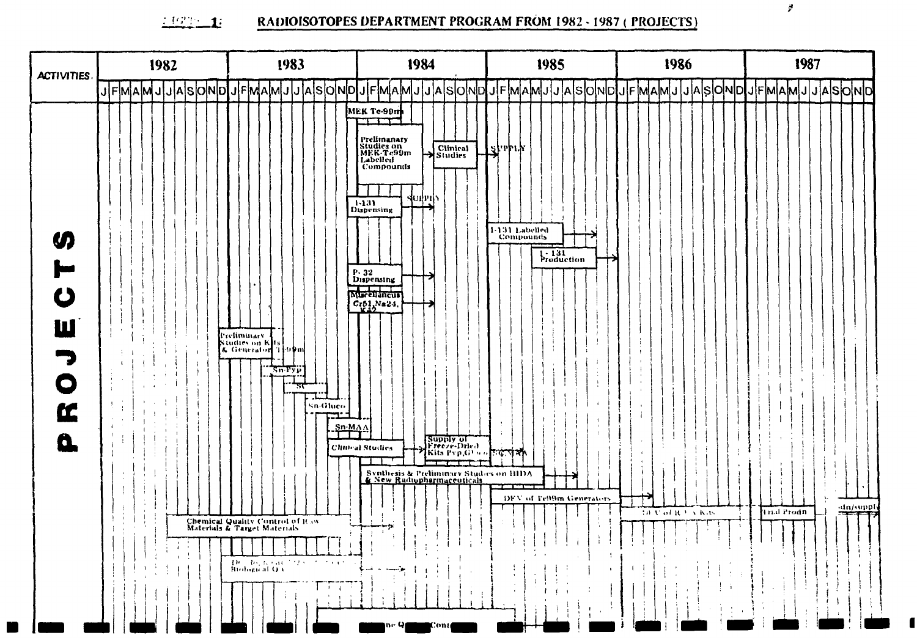## 1: RADIOISOTOPES DEPARTMENT PROGRAM FROM 1982 - 1987 ( PROJECTS)

| ACTIVITIES | 1982 | 1983 | 1984 | 1985 | 1986 | 1987 |
|---|---|---|---|---|---|---|
| | J F M A M J J A S O N D | J F M A M J J A S O N D | J F M A M J J A S O N D | J F M A M J J A S O N D | J F M A M J J A S O N D | J F M A M J J A S O N D |

**PROJECTS**

- MEK Tc-99m
- Preliminary Studies on MEK-Tc99m Labelled Compounds → Clinical Studies → SUPPLY
- I-131 Dispensing → SUPPLY
- I-131 Labelled Compounds →
- I - 131 Production →
- P- 32 Dispensing →
- Miscellaneous Cr51, Na24, K42 →
- Preliminary Studies on Kits & Generator Tc-99m
- Sn-Pyp
- SC
- Sn-Gluco
- Sn-MAA
- Clinical Studies → Supply of Freeze-Dried Kits Pyp,Gluco, SC, MAA
- Synthesis & Preliminary Studies on HIDA & New Radiopharmaceuticals →
- DEV of Tc99m Generators →
- DEV of R... Kits
- Trial Prodn
- ...dn/supply →
- Chemical Quality Control of Raw Materials & Target Materials →
- De... Biological QA →
- ...ne Q... Cont...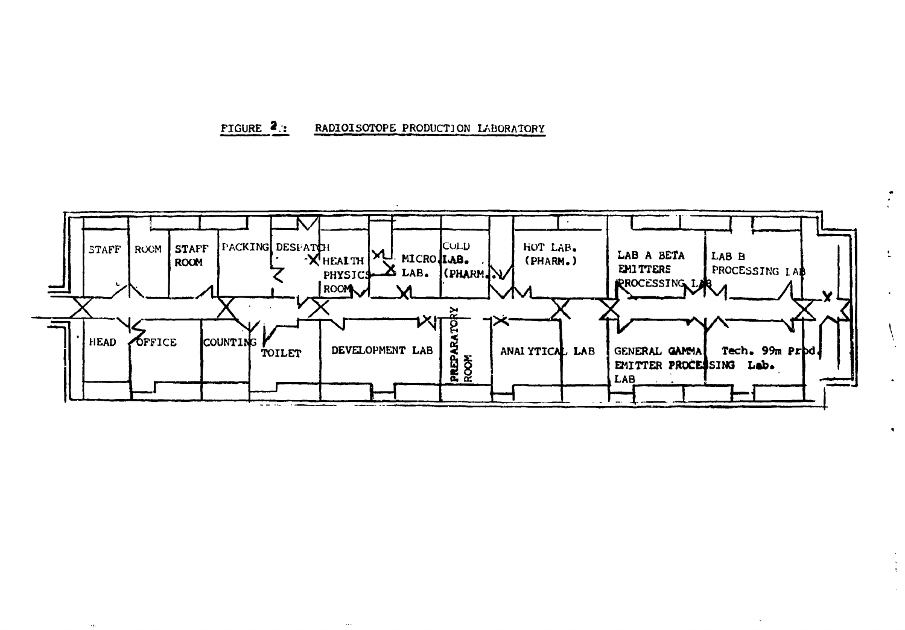FIGURE 2: RADIOISOTOPE PRODUCTION LABORATORY

STAFF ROOM | STAFF ROOM | PACKING | DESPATCH | HEALTH PHYSICS ROOM | MICRO LAB. | COLD LAB. (PHARM.) | HOT LAB. (PHARM.) | LAB A BETA EMITTERS PROCESSING LAB | LAB B PROCESSING LAB

HEAD OFFICE | COUNTING | TOILET | DEVELOPMENT LAB | PREPARATORY ROOM | ANALYTICAL LAB | GENERAL GAMMA EMITTER PROCESSING LAB | Tech. 99m Prod. Lab.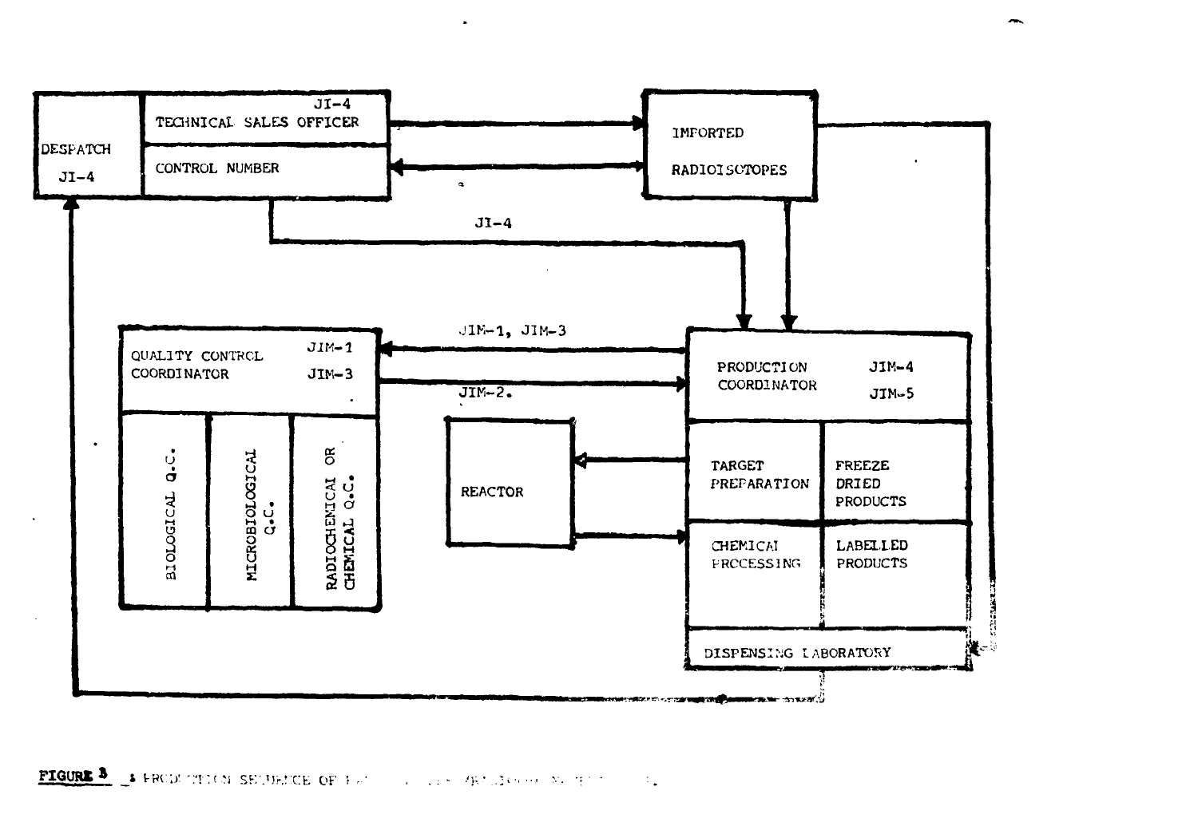DESPATCH JI-4

TECHNICAL SALES OFFICER JI-4

CONTROL NUMBER

IMPORTED RADIOISOTOPES

JI-4

QUALITY CONTROL COORDINATOR JIM-1 JIM-3

JIM-1, JIM-3

JIM-2.

BIOLOGICAL Q.C.

MICROBIOLOGICAL Q.C.

RADIOCHEMICAL OR CHEMICAL Q.C.

REACTOR

PRODUCTION COORDINATOR JIM-4 JIM-5

TARGET PREPARATION

FREEZE DRIED PRODUCTS

CHEMICAL PROCESSING

LABELLED PRODUCTS

DISPENSING LABORATORY

**FIGURE 3** : PRODUCTION SEQUENCE OF ...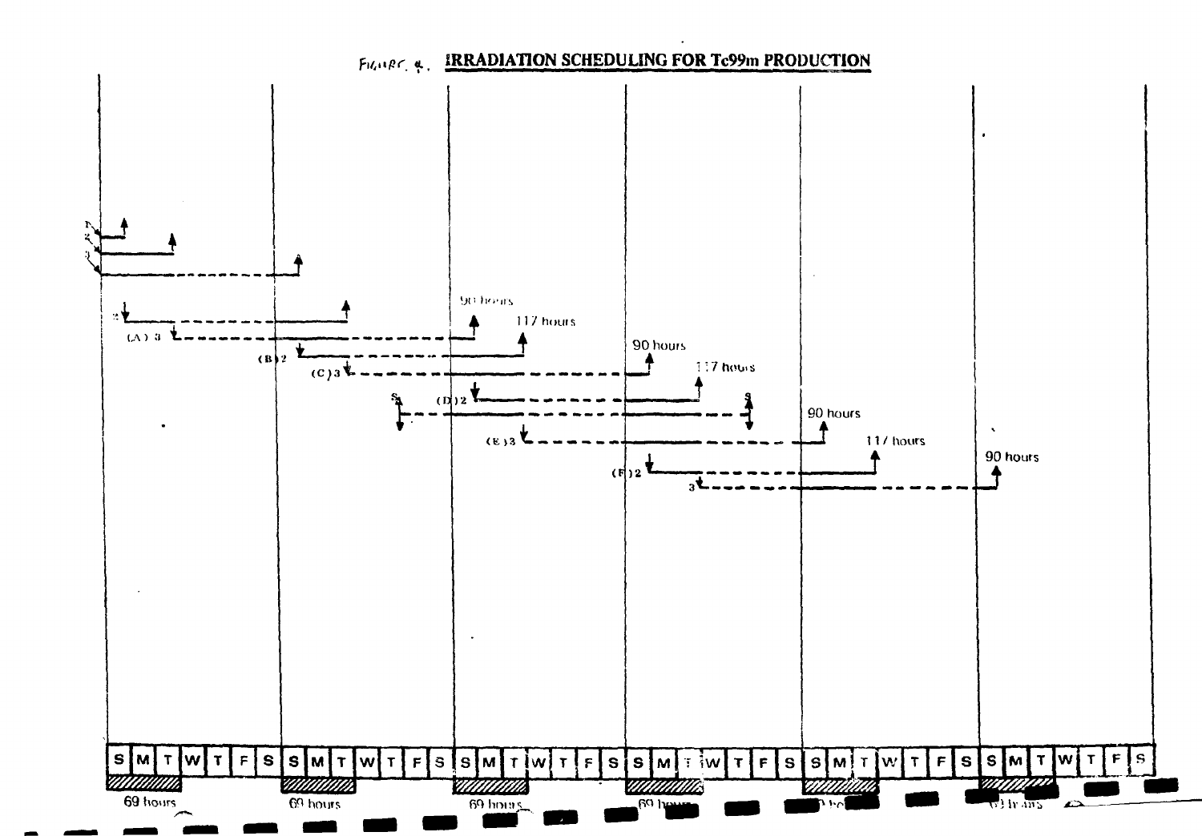FIGURE 4. **IRRADIATION SCHEDULING FOR Tc99m PRODUCTION**

90 hours

117 hours

90 hours

117 hours

90 hours

117 hours

90 hours

(A) 3

(B) 2

(C) 3

(D) 2

(E) 3

(F) 2

S M T W T F S S M T W T F S S M T W T F S S M T W T F S S M T W T F S S M T W T F S

69 hours 69 hours 69 hours 69 hours 69 hours 69 hours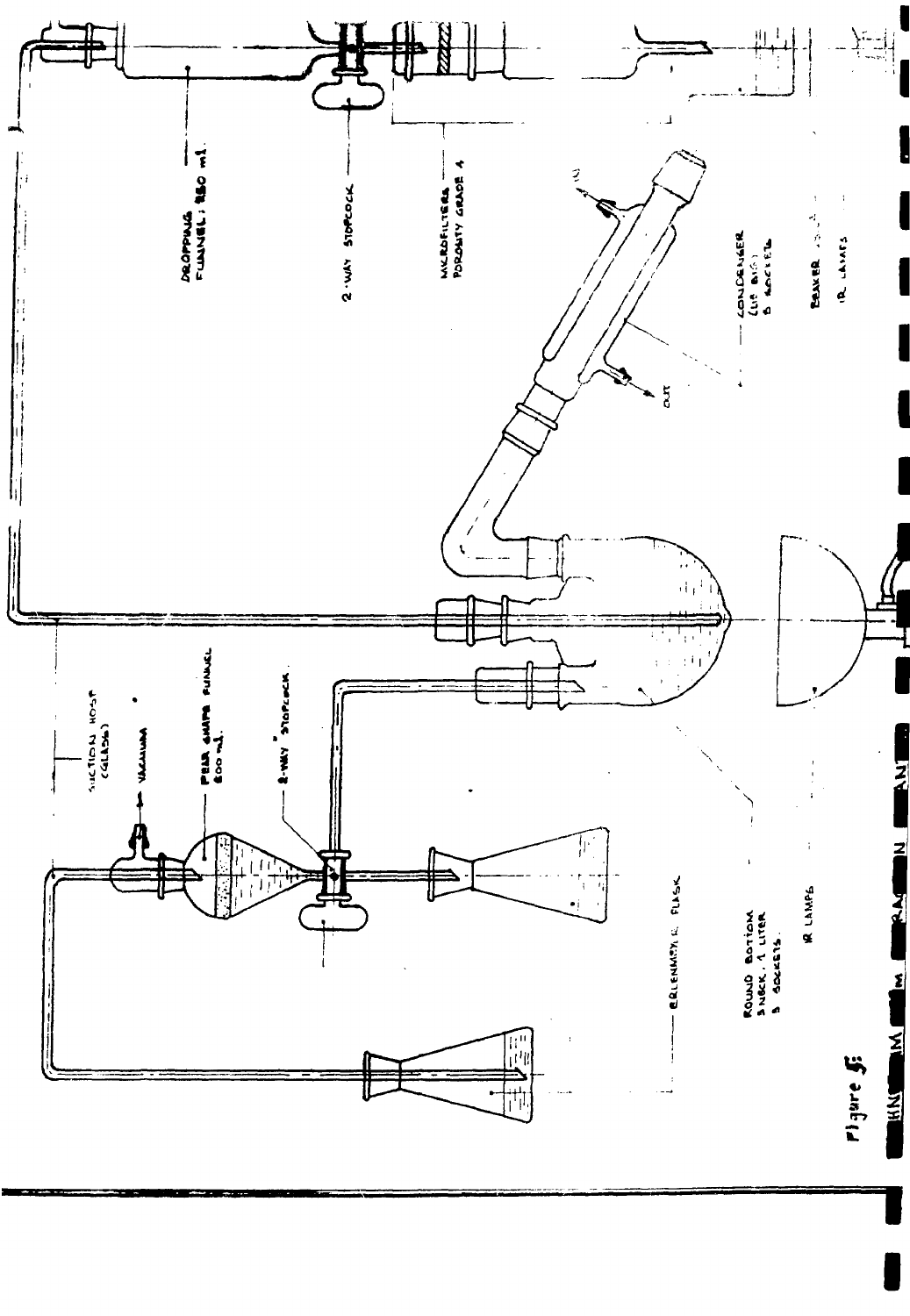DROPPING FUNNEL; 250 ml

2-WAY STOPCOCK

MICROFILTERS POROSITY GRADE 4

CONDENSER (LIE BIG) B SOCKETS

IN

OUT

BEAKER

IR LAMPS

SUCTION HOSE (GLASS)

VACUUM

PEAR SHAPE FUNNEL 500 ml.

2-WAY STOPCOCK

ERLENMEYER FLASK

ROUND BOTTOM 3 NECK, 1 LITER 3 SOCKETS.

IR LAMPS

Figure 5: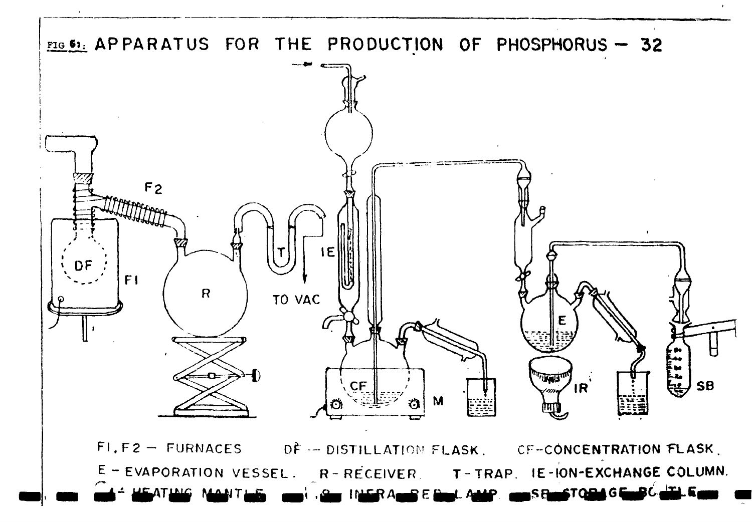FIG 6?: APPARATUS FOR THE PRODUCTION OF PHOSPHORUS — 32

F1, F2 — FURNACES    DF — DISTILLATION FLASK.    CF—CONCENTRATION FLASK.
E - EVAPORATION VESSEL.   R - RECEIVER.   T - TRAP.   IE - ION-EXCHANGE COLUMN.
M - HEATING MANTLE.   IR - INFRA RED LAMP.   SB - STORAGE BOTTLE.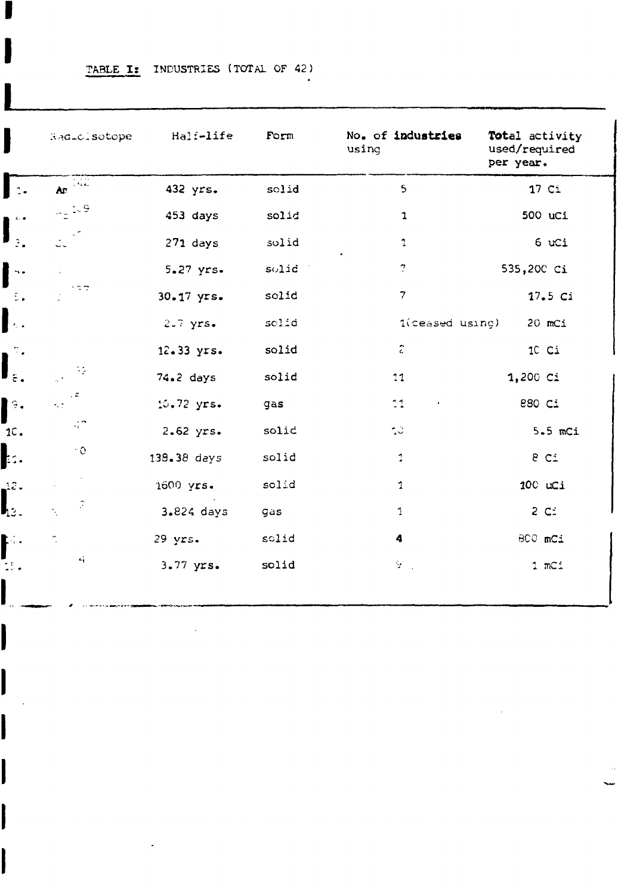TABLE I: INDUSTRIES (TOTAL OF 42)

| | Radioisotope | Half-life | Form | No. of **industries** using | **Total** activity used/required per year. |
|---|---|---|---|---|---|
| 1. | Am | 432 yrs. | solid | 5 | 17 Ci |
| 2. | | 453 days | solid | 1 | 500 uCi |
| 3. | | 271 days | solid | 1 | 6 uCi |
| 4. | | 5.27 yrs. | solid | 7 | 535,200 Ci |
| 5. | | 30.17 yrs. | solid | 7 | 17.5 Ci |
| 6. | | 2.7 yrs. | solid | 1(ceased using) | 20 mCi |
| 7. | | 12.33 yrs. | solid | 2 | 10 Ci |
| 8. | | 74.2 days | solid | 11 | 1,200 Ci |
| 9. | | 10.72 yrs. | gas | 11 | 880 Ci |
| 10. | | 2.62 yrs. | solid | 10 | 5.5 mCi |
| 11. | | 138.38 days | solid | 1 | 8 Ci |
| 12. | | 1600 yrs. | solid | 1 | 100 uCi |
| 13. | | 3.824 days | gas | 1 | 2 Ci |
| 14. | | 29 yrs. | solid | 4 | 800 mCi |
| 15. | | 3.77 yrs. | solid | 9 | 1 mCi |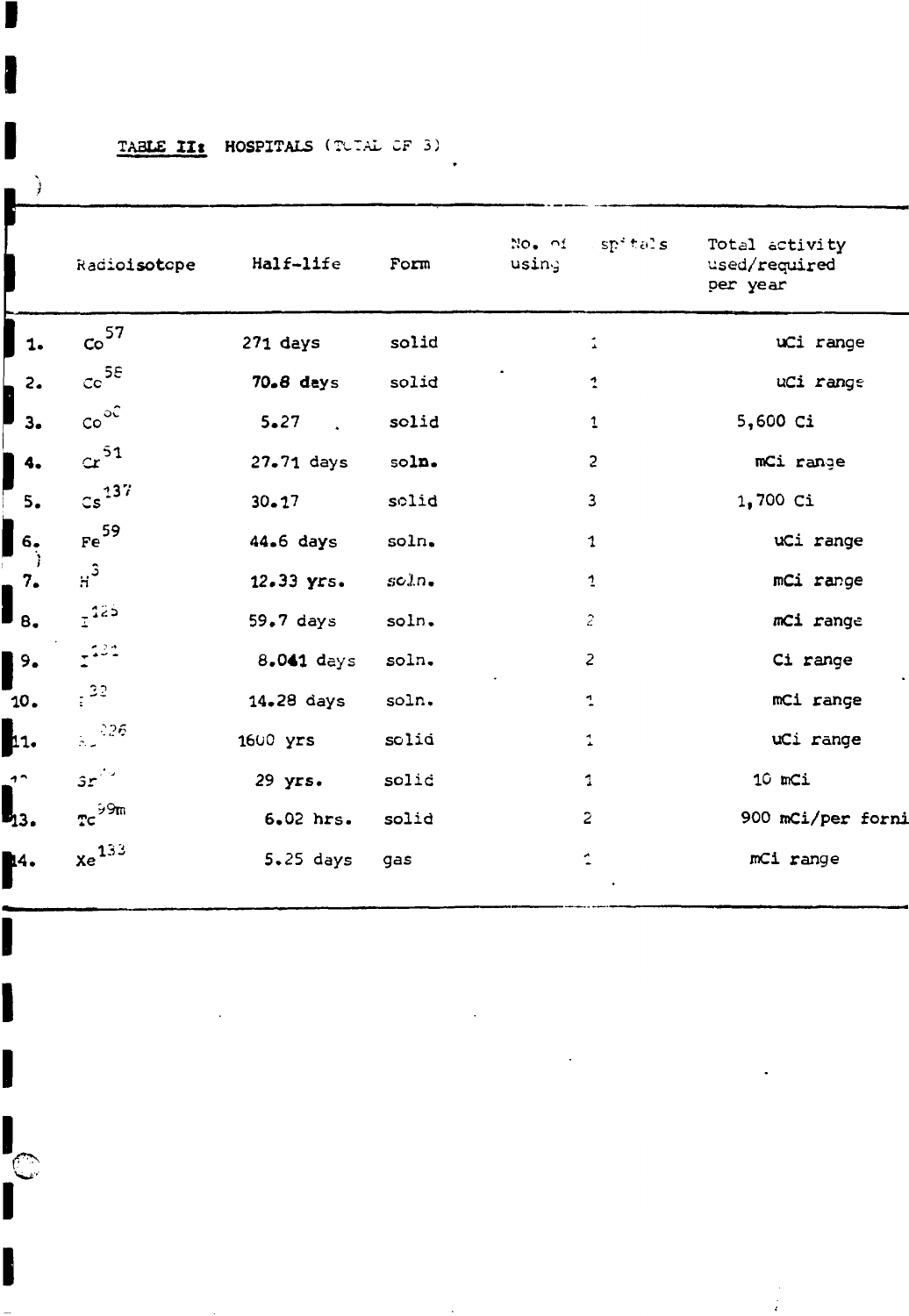TABLE II: HOSPITALS (TOTAL OF 3)

| | Radioisotope | Half-life | Form | No. of hospitals using | Total activity used/required per year |
|---|---|---|---|---|---|
| 1. | $Co^{57}$ | 271 days | solid | 1 | uCi range |
| 2. | $Co^{58}$ | 70.8 days | solid | 1 | uCi range |
| 3. | $Co^{60}$ | 5.27 | solid | 1 | 5,600 Ci |
| 4. | $Cr^{51}$ | 27.71 days | soln. | 2 | mCi range |
| 5. | $Cs^{137}$ | 30.17 | solid | 3 | 1,700 Ci |
| 6. | $Fe^{59}$ | 44.6 days | soln. | 1 | uCi range |
| 7. | $H^{3}$ | 12.33 yrs. | soln. | 1 | mCi range |
| 8. | $I^{125}$ | 59.7 days | soln. | 2 | mCi range |
| 9. | $I^{131}$ | 8.041 days | soln. | 2 | Ci range |
| 10. | $P^{32}$ | 14.28 days | soln. | 1 | mCi range |
| 11. | $Ra^{226}$ | 1600 yrs | solid | 1 | uCi range |
| 12. | $Sr^{90}$ | 29 yrs. | solid | 1 | 10 mCi |
| 13. | $Tc^{99m}$ | 6.02 hrs. | solid | 2 | 900 mCi/per forni |
| 14. | $Xe^{133}$ | 5.25 days | gas | 1 | mCi range |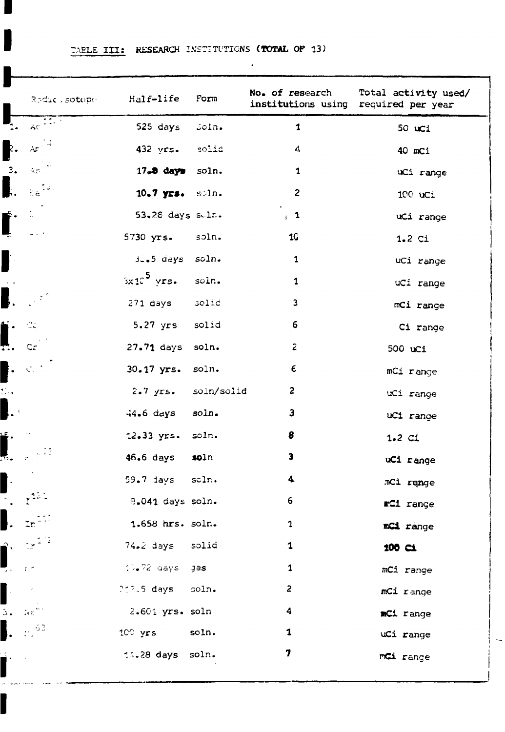TABLE III: RESEARCH INSTITUTIONS (TOTAL OF 13)

| | Radioisotope | Half-life | Form | No. of research institutions using | Total activity used/ required per year |
|---|---|---|---|---|---|
| 1. | Ac | 525 days | Soln. | 1 | 50 uCi |
| 2. | Am | 432 yrs. | solid | 4 | 40 mCi |
| 3. | As | 17.8 days | soln. | 1 | uCi range |
| 4. | Ba | 10.7 yrs. | soln. | 2 | 100 uCi |
| 5. | | 53.28 days | soln. | 1 | uCi range |
| 6. | | 5730 yrs. | soln. | 10 | 1.2 Ci |
| 7. | | 32.5 days | soln. | 1 | uCi range |
| 8. | | $3 \times 10^5$ yrs. | soln. | 1 | uCi range |
| 9. | | 271 days | solid | 3 | mCi range |
| 10. | | 5.27 yrs | solid | 6 | Ci range |
| 11. | Cr | 27.71 days | soln. | 2 | 500 uCi |
| 12. | | 30.17 yrs. | soln. | 6 | mCi range |
| 13. | | 2.7 yrs. | soln/solid | 2 | uCi range |
| 14. | | 44.6 days | soln. | 3 | uCi range |
| 15. | | 12.33 yrs. | soln. | 8 | 1.2 Ci |
| 16. | | 46.6 days | soln | 3 | uCi range |
| 17. | | 59.7 days | soln. | 4 | mCi range |
| 18. | $I^{131}$ | 8.041 days | soln. | 6 | mCi range |
| 19. | In | 1.658 hrs. | soln. | 1 | mCi range |
| 20. | Ir | 74.2 days | solid | 1 | 100 Ci |
| 21. | | 10.72 days | gas | 1 | mCi range |
| 22. | | 312.5 days | soln. | 2 | mCi range |
| 23. | Na | 2.601 yrs. | soln | 4 | mCi range |
| 24. | $Ni^{63}$ | 100 yrs | soln. | 1 | uCi range |
| 25. | | 14.28 days | soln. | 7 | mCi range |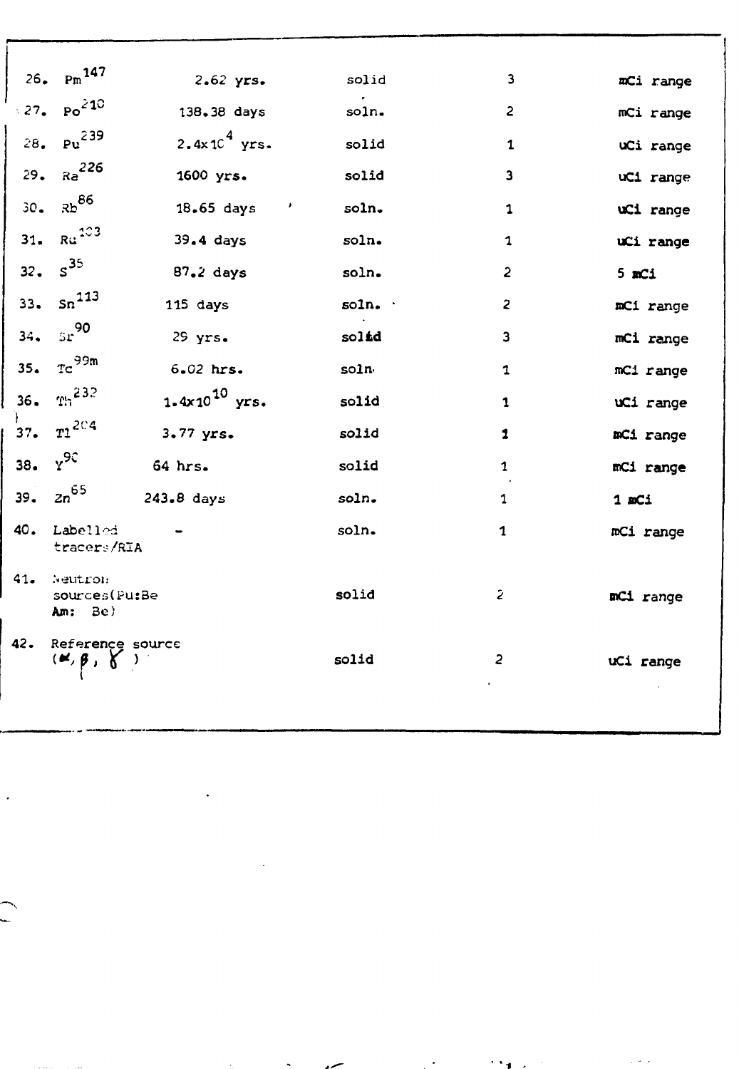| | | | | | |
|---|---|---|---|---|---|
| 26. | $Pm^{147}$ | 2.62 yrs. | solid | 3 | mCi range |
| 27. | $Po^{210}$ | 138.38 days | soln. | 2 | mCi range |
| 28. | $Pu^{239}$ | $2.4 \times 10^4$ yrs. | solid | 1 | uCi range |
| 29. | $Ra^{226}$ | 1600 yrs. | solid | 3 | uCi range |
| 30. | $Rb^{86}$ | 18.65 days | soln. | 1 | uCi range |
| 31. | $Ru^{103}$ | 39.4 days | soln. | 1 | uCi range |
| 32. | $S^{35}$ | 87.2 days | soln. | 2 | 5 mCi |
| 33. | $Sn^{113}$ | 115 days | soln. | 2 | mCi range |
| 34. | $Sr^{90}$ | 29 yrs. | solid | 3 | mCi range |
| 35. | $Tc^{99m}$ | 6.02 hrs. | soln. | 1 | mCi range |
| 36. | $Th^{232}$ | $1.4 \times 10^{10}$ yrs. | solid | 1 | uCi range |
| 37. | $Tl^{204}$ | 3.77 yrs. | solid | 1 | mCi range |
| 38. | $Y^{90}$ | 64 hrs. | solid | 1 | mCi range |
| 39. | $Zn^{65}$ | 243.8 days | soln. | 1 | 1 mCi |
| 40. | Labelled tracers/RIA | - | soln. | 1 | mCi range |
| 41. | Neutron sources(Pu:Be Am: Be) | | solid | 2 | mCi range |
| 42. | Reference source ($\alpha$, $\beta$, $\gamma$ ) | | solid | 2 | uCi range |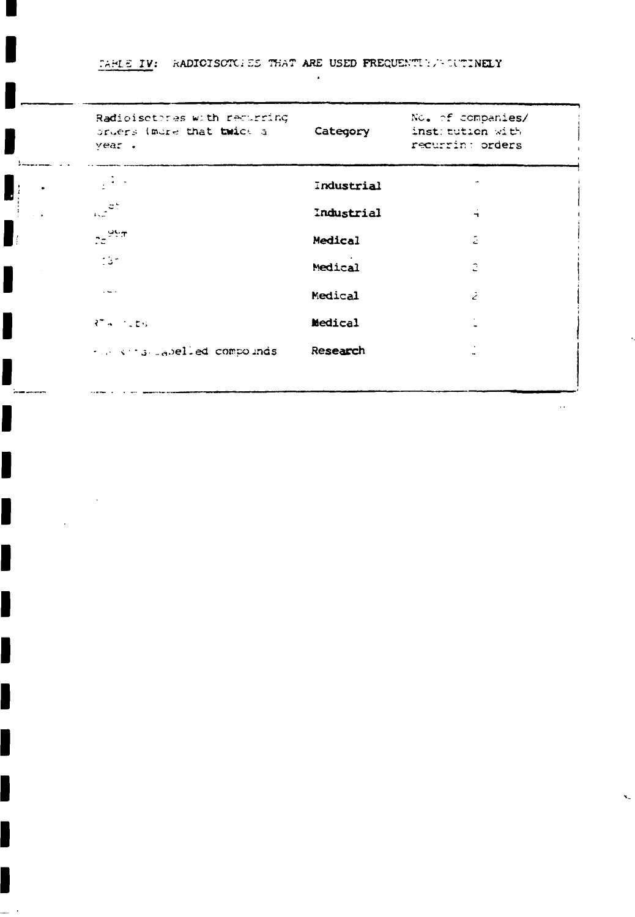TABLE IV: RADIOISOTOPES THAT ARE USED FREQUENTLY/ROUTINELY

| Radioisotopes with recurring orders (more that twice a year . | Category | No. of companies/ institution with recurring orders |
|---|---|---|
| | Industrial | |
| | Industrial | 4 |
| $Tc^{99m}$ | Medical | 2 |
| $I^{131}$ | Medical | 2 |
| | Medical | 2 |
| RIA kits | Medical | 1 |
| labelled compounds | Research | 1 |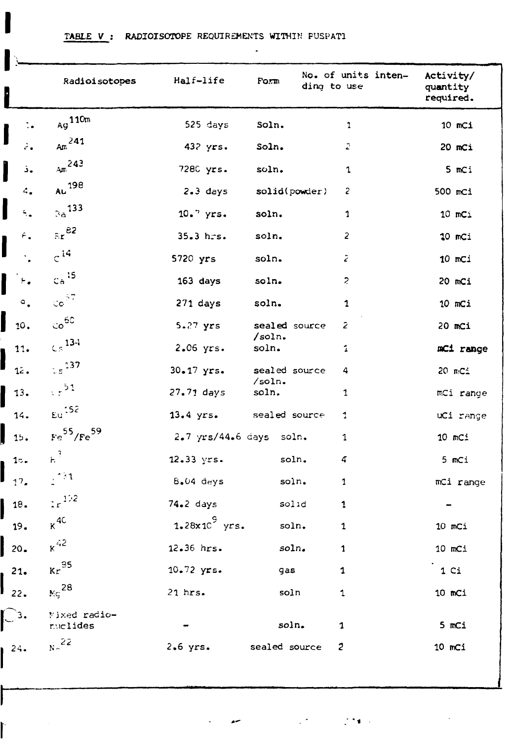TABLE V : RADIOISOTOPE REQUIREMENTS WITHIN PUSPATI

| | Radioisotopes | Half-life | Form | No. of units intending to use | Activity/ quantity required. |
|---|---|---|---|---|---|
| 1. | $Ag^{110m}$ | 525 days | Soln. | 1 | 10 mCi |
| 2. | $Am^{241}$ | 432 yrs. | Soln. | 2 | 20 mCi |
| 3. | $Am^{243}$ | 7280 yrs. | soln. | 1 | 5 mCi |
| 4. | $Au^{198}$ | 2.3 days | solid(powder) | 2 | 500 mCi |
| 5. | $Ba^{133}$ | 10.7 yrs. | soln. | 1 | 10 mCi |
| 6. | $Br^{82}$ | 35.3 hrs. | soln. | 2 | 10 mCi |
| 7. | $C^{14}$ | 5720 yrs | soln. | 2 | 10 mCi |
| 8. | $Ca^{45}$ | 163 days | soln. | 2 | 20 mCi |
| 9. | $Co^{57}$ | 271 days | soln. | 1 | 10 mCi |
| 10. | $Co^{60}$ | 5.27 yrs | sealed source /soln. | 2 | 20 mCi |
| 11. | $Cs^{134}$ | 2.06 yrs. | soln. | 1 | mCi range |
| 12. | $Cs^{137}$ | 30.17 yrs. | sealed source /soln. | 4 | 20 mCi |
| 13. | $Cr^{51}$ | 27.71 days | soln. | 1 | mCi range |
| 14. | $Eu^{152}$ | 13.4 yrs. | sealed source | 1 | uCi range |
| 15. | $Fe^{55}/Fe^{59}$ | 2.7 yrs/44.6 days | soln. | 1 | 10 mCi |
| 16. | $H^{3}$ | 12.33 yrs. | soln. | 4 | 5 mCi |
| 17. | $I^{131}$ | 8.04 days | soln. | 1 | mCi range |
| 18. | $Ir^{192}$ | 74.2 days | solid | 1 | - |
| 19. | $K^{40}$ | $1.28 \times 10^{9}$ yrs. | soln. | 1 | 10 mCi |
| 20. | $K^{42}$ | 12.36 hrs. | soln. | 1 | 10 mCi |
| 21. | $Kr^{85}$ | 10.72 yrs. | gas | 1 | 1 Ci |
| 22. | $Mg^{28}$ | 21 hrs. | soln | 1 | 10 mCi |
| 23. | Mixed radio-nuclides | - | soln. | 1 | 5 mCi |
| 24. | $Na^{22}$ | 2.6 yrs. | sealed source | 2 | 10 mCi |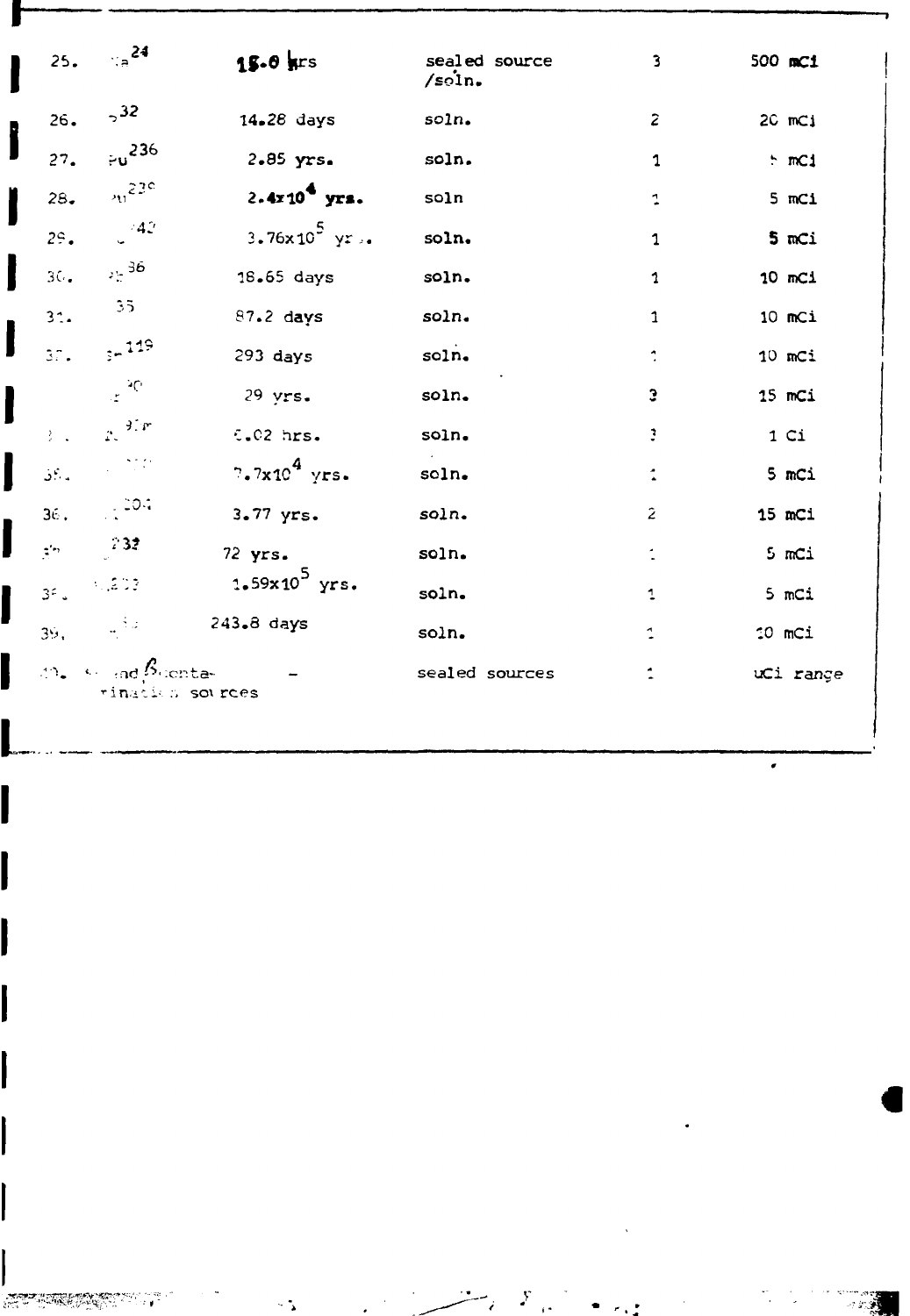| | | | | | |
|---|---|---|---|---|---|
| 25. | $Na^{24}$ | 15.0 hrs | sealed source /soln. | 3 | 500 mCi |
| 26. | $P^{32}$ | 14.28 days | soln. | 2 | 20 mCi |
| 27. | $Pu^{236}$ | 2.85 yrs. | soln. | 1 | 5 mCi |
| 28. | $Pu^{239}$ | $2.4x10^4$ yrs. | soln | 1 | 5 mCi |
| 29. | $^{42}$ | $3.76x10^5$ yrs. | soln. | 1 | 5 mCi |
| 30. | $^{36}$ | 18.65 days | soln. | 1 | 10 mCi |
| 31. | $^{35}$ | 87.2 days | soln. | 1 | 10 mCi |
| 32. | $^{119}$ | 293 days | soln. | 1 | 10 mCi |
| | $^{90}$ | 29 yrs. | soln. | 3 | 15 mCi |
| | $^{91m}$ | 6.02 hrs. | soln. | 3 | 1 Ci |
| 35. | | $7.7x10^4$ yrs. | soln. | 1 | 5 mCi |
| 36. | $^{204}$ | 3.77 yrs. | soln. | 2 | 15 mCi |
| 37. | $^{232}$ | 72 yrs. | soln. | 1 | 5 mCi |
| 38. | $^{233}$ | $1.59x10^5$ yrs. | soln. | 1 | 5 mCi |
| 39. | | 243.8 days | soln. | 1 | 10 mCi |
| 40. | and β contamination sources | – | sealed sources | 1 | uCi range |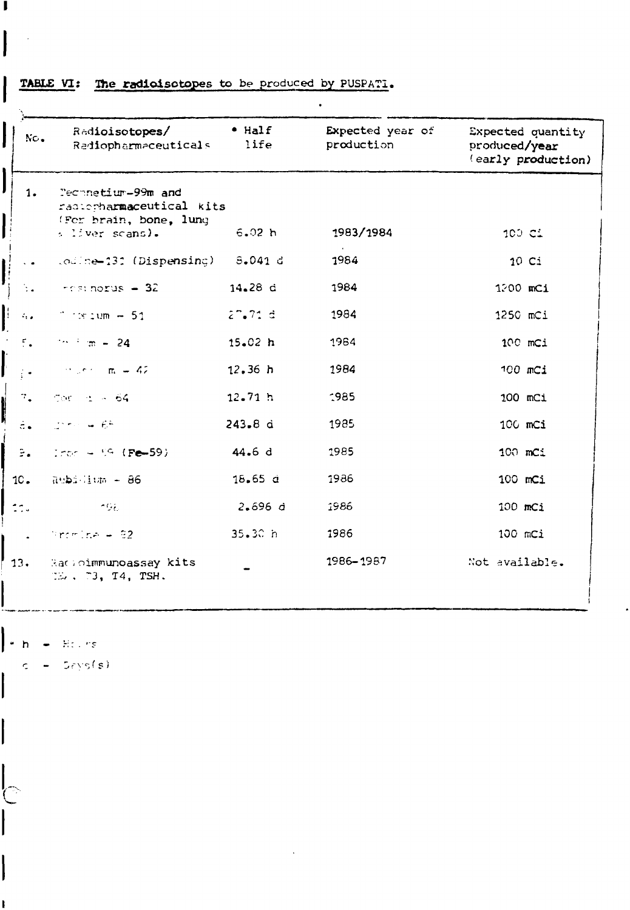**TABLE VI: The radioisotopes to be produced by PUSPATI.**

| No. | Radioisotopes/ Radiopharmaceuticals | * Half life | Expected year of production | Expected quantity produced/year (early production) |
|---|---|---|---|---|
| 1. | Technetium-99m and radiopharmaceutical kits (For brain, bone, lung & liver scans). | 6.02 h | 1983/1984 | 100 Ci |
| 2. | Iodine-131 (Dispensing) | 8.041 d | 1984 | 10 Ci |
| 3. | Phosphorus - 32 | 14.28 d | 1984 | 1200 mCi |
| 4. | Chromium - 51 | 27.71 d | 1984 | 1250 mCi |
| 5. | Sodium - 24 | 15.02 h | 1984 | 100 mCi |
| 6. | Potassium - 42 | 12.36 h | 1984 | 100 mCi |
| 7. | Copper - 64 | 12.71 h | 1985 | 100 mCi |
| 8. | Zinc - 65 | 243.8 d | 1985 | 100 mCi |
| 9. | Iron - 59 (Fe-59) | 44.6 d | 1985 | 100 mCi |
| 10. | Rubidium - 86 | 18.65 d | 1986 | 100 mCi |
| 11. | Gold - 198 | 2.696 d | 1986 | 100 mCi |
| 12. | Bromine - 82 | 35.30 h | 1986 | 100 mCi |
| 13. | Radioimmunoassay kits T3, T4, TSH. | - | 1986-1987 | Not available. |

\* h - Hours

d - Day(s)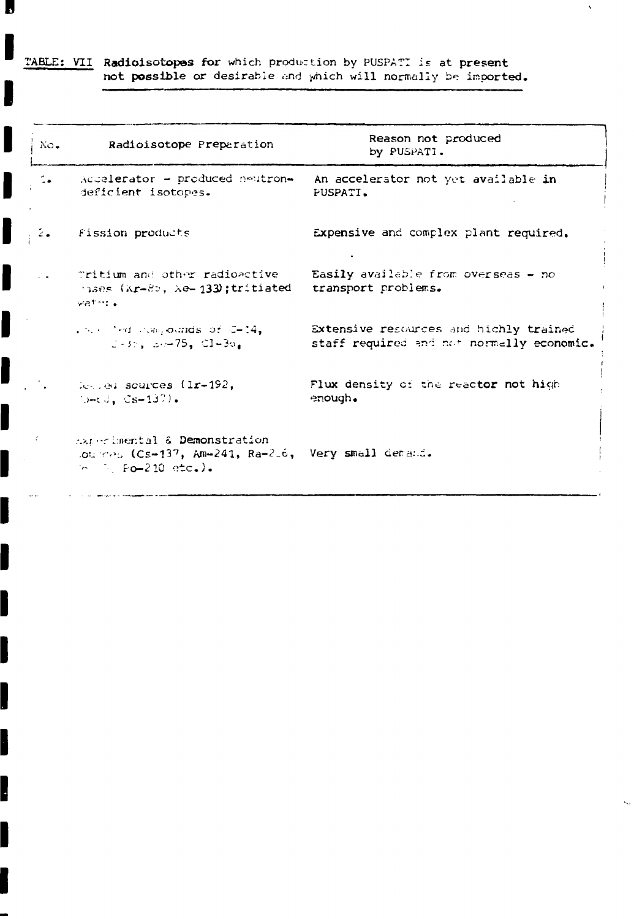TABLE: VII **Radioisotopes for** which production by PUSPATI is at **present not possible** or desirable and which will normally be imported.

| No. | Radioisotope Preperation | Reason not produced by PUSPATI. |
|---|---|---|
| 1. | Accelerator - produced neutron-deficient isotopes. | An accelerator not yet available **in** PUSPATI. |
| 2. | Fission products | Expensive and complex plant required. |
| 3. | Tritium and other radioactive gases (Kr-85, Xe-133); tritiated water. | Easily available from overseas - no transport problems. |
| 4. | Labelled compounds of C-14, S-35, Se-75, Cl-36. | Extensive resources and highly trained staff required and not normally economic. |
| 5. | Sealed sources (Ir-192, Co-60, Cs-137). | Flux density of the **reactor not** high enough. |
| 6. | Experimental & Demonstration Sources (Cs-137, Am-241, Ra-226, Sr-90, Po-210 etc.). | Very small demand. |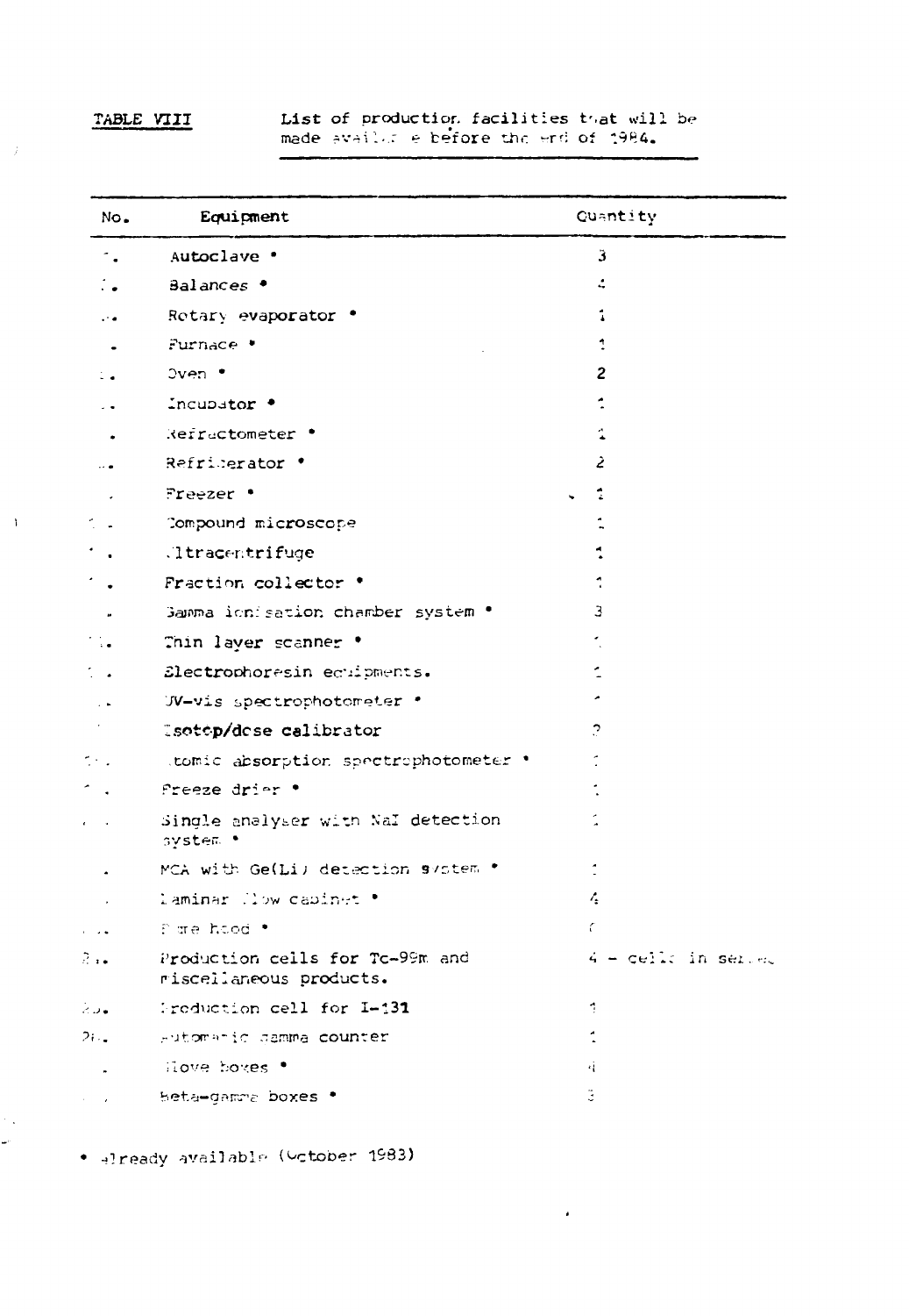TABLE VIII List of production facilities that will be made available before the end of 1984.

| No. | Equipment | Quantity |
|---|---|---|
| 1. | Autoclave * | 3 |
| 2. | Balances * | 4 |
| 3. | Rotary evaporator * | 1 |
| 4. | Furnace * | 1 |
| 5. | Oven * | 2 |
| 6. | Incubator * | 1 |
| 7. | Refractometer * | 1 |
| 8. | Refrigerator * | 2 |
| 9. | Freezer * | 1 |
| 10. | Compound microscope | 1 |
| 11. | Ultracentrifuge | 1 |
| 12. | Fraction collector * | 1 |
| 13. | Gamma ionisation chamber system * | 3 |
| 14. | Thin layer scanner * | 1 |
| 15. | Electrophoresis equipments. | 1 |
| 16. | UV-vis spectrophotometer * | 1 |
| 17. | Isotop/dose calibrator | 2 |
| 18. | Atomic absorption spectrophotometer * | 1 |
| 19. | Freeze drier * | 1 |
| 20. | Single analyser with NaI detection system * | 1 |
| 21. | MCA with Ge(Li) detection system * | 1 |
| 22. | Laminar flow cabinet * | 4 |
| 23. | Fume hood * | 6 |
| 24. | Production cells for Tc-99m and miscellaneous products. | 4 - cells in series |
| 25. | Production cell for I-131 | 1 |
| 26. | Automatic gamma counter | 1 |
| 27. | Glove boxes * | 4 |
| 28. | Beta-gamma boxes * | 3 |

* already available (October 1983)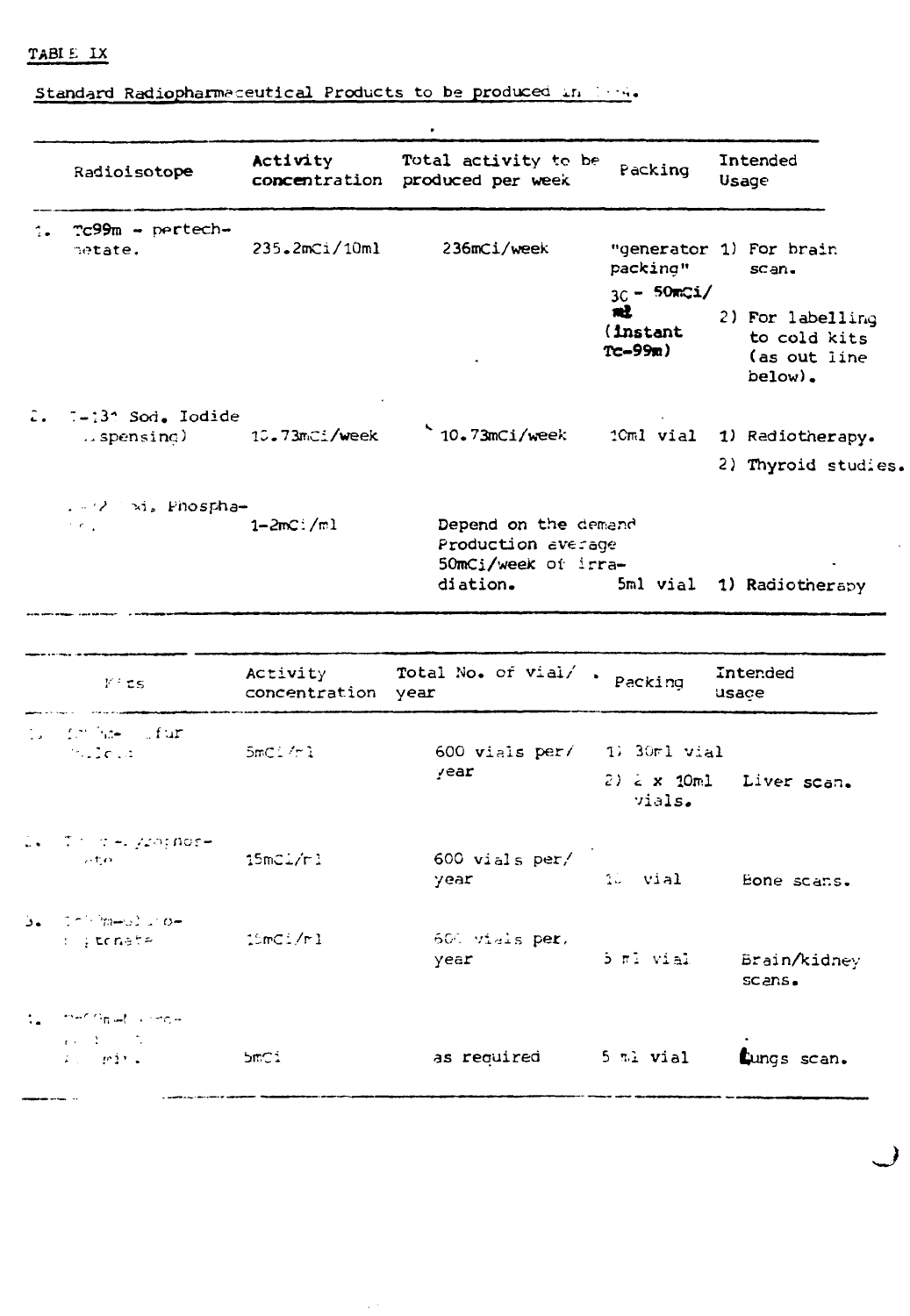TABLE IX

Standard Radiopharmaceutical Products to be produced in 1984.

| Radioisotope | Activity concentration | Total activity to be produced per week | Packing | Intended Usage |
|---|---|---|---|---|
| 1. Tc99m - pertechnetate. | 235.2mCi/10ml | 236mCi/week | "generator packing" 30 - 50mCi/ml (instant Tc-99m) | 1) For brain scan. 2) For labelling to cold kits (as out line below). |
| 2. I-131 Sod. Iodide (dispensing) | 10.73mCi/week | 10.73mCi/week | 10ml vial | 1) Radiotherapy. 2) Thyroid studies. |
| 3. P-32 Sod. Phosphate. | 1-2mCi/ml | Depend on the demand Production average 50mCi/week of irradiation. | 5ml vial | 1) Radiotherapy |

| Kits | Activity concentration | Total No. of vial/year | Packing | Intended usage |
|---|---|---|---|---|
| 1. Tc99m- Sulfur colloid | 5mCi/ml | 600 vials per/year | 1) 30ml vial 2) 2 x 10ml vials. | Liver scan. |
| 2. Tc99m- pyrophosphate | 15mCi/ml | 600 vials per/year | 10 vial | Bone scans. |
| 3. Tc99m-gluco-heptonate | 10mCi/ml | 600 vials per year | 5 ml vial | Brain/kidney scans. |
| 4. Tc99m-macroaggregated albumin. | 5mCi | as required | 5 ml vial | Lungs scan. |